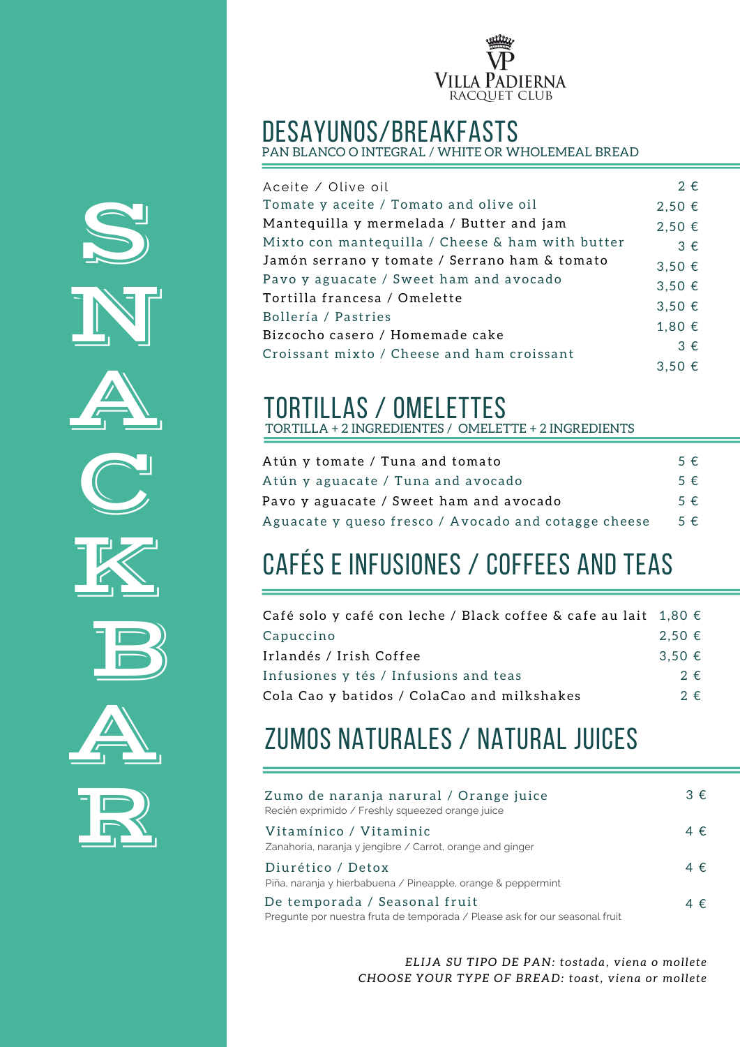# SNACKBAR

VILLA PADIERNA RACQUET CLUB

## DESAYUNOS/BREAKFASTS

PAN BLANCO O INTEGRAL / WHITE OR WHOLEMEAL BREAD

| | |
|---|---|
| Aceite / Olive oil | 2 € |
| Tomate y aceite / Tomato and olive oil | 2,50 € |
| Mantequilla y mermelada / Butter and jam | 2,50 € |
| Mixto con mantequilla / Cheese & ham with butter | 3 € |
| Jamón serrano y tomate / Serrano ham & tomato | 3,50 € |
| Pavo y aguacate / Sweet ham and avocado | 3,50 € |
| Tortilla francesa / Omelette | 3,50 € |
| Bollería / Pastries | 1,80 € |
| Bizcocho casero / Homemade cake | 3 € |
| Croissant mixto / Cheese and ham croissant | 3,50 € |

## TORTILLAS / OMELETTES

TORTILLA + 2 INGREDIENTES / OMELETTE + 2 INGREDIENTS

| | |
|---|---|
| Atún y tomate / Tuna and tomato | 5 € |
| Atún y aguacate / Tuna and avocado | 5 € |
| Pavo y aguacate / Sweet ham and avocado | 5 € |
| Aguacate y queso fresco / Avocado and cotagge cheese | 5 € |

## CAFÉS E INFUSIONES / COFFEES AND TEAS

| | |
|---|---|
| Café solo y café con leche / Black coffee & cafe au lait | 1,80 € |
| Capuccino | 2,50 € |
| Irlandés / Irish Coffee | 3,50 € |
| Infusiones y tés / Infusions and teas | 2 € |
| Cola Cao y batidos / ColaCao and milkshakes | 2 € |

## ZUMOS NATURALES / NATURAL JUICES

| | |
|---|---|
| Zumo de naranja narural / Orange juice<br>Recién exprimido / Freshly squeezed orange juice | 3 € |
| Vitamínico / Vitaminic<br>Zanahoria, naranja y jengibre / Carrot, orange and ginger | 4 € |
| Diurético / Detox<br>Piña, naranja y hierbabuena / Pineapple, orange & peppermint | 4 € |
| De temporada / Seasonal fruit<br>Pregunte por nuestra fruta de temporada / Please ask for our seasonal fruit | 4 € |

*ELIJA SU TIPO DE PAN: tostada, viena o mollete*
*CHOOSE YOUR TYPE OF BREAD: toast, viena or mollete*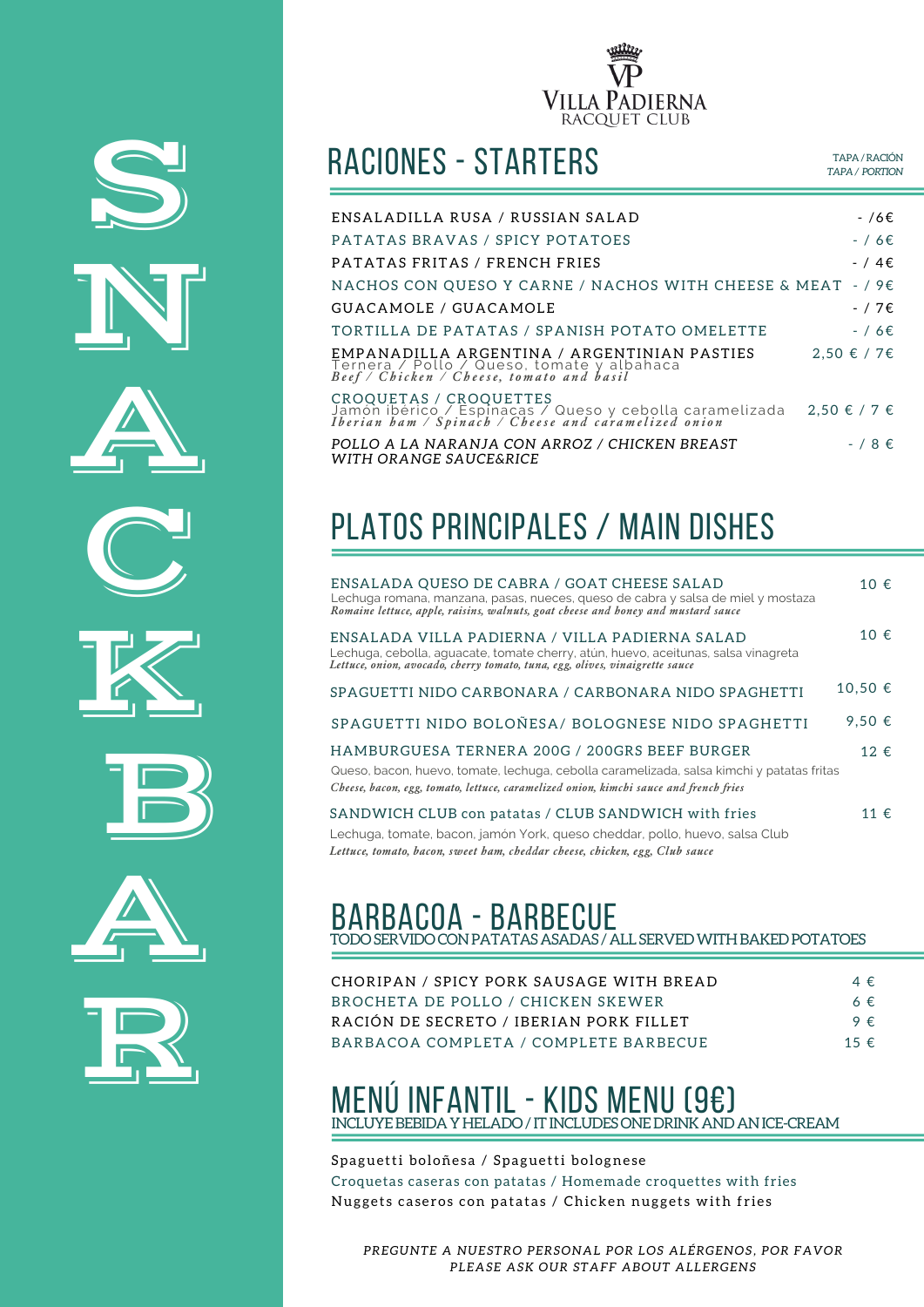SNACKBAR

VILLA PADIERNA
RACQUET CLUB

## RACIONES - STARTERS

| | TAPA / RACIÓN<br>*TAPA / PORTION* |
|---|---|
| ENSALADILLA RUSA / RUSSIAN SALAD | - /6€ |
| PATATAS BRAVAS / SPICY POTATOES | - / 6€ |
| PATATAS FRITAS / FRENCH FRIES | - / 4€ |
| NACHOS CON QUESO Y CARNE / NACHOS WITH CHEESE & MEAT | - / 9€ |
| GUACAMOLE / GUACAMOLE | - / 7€ |
| TORTILLA DE PATATAS / SPANISH POTATO OMELETTE | - / 6€ |
| EMPANADILLA ARGENTINA / ARGENTINIAN PASTIES<br>Ternera / Pollo / Queso, tomate y albahaca<br>*Beef / Chicken / Cheese, tomato and basil* | 2,50 € / 7€ |
| CROQUETAS / CROQUETTES<br>Jamón ibérico / Espinacas / Queso y cebolla caramelizada<br>*Iberian ham / Spinach / Cheese and caramelized onion* | 2,50 € / 7 € |
| *POLLO A LA NARANJA CON ARROZ / CHICKEN BREAST WITH ORANGE SAUCE&RICE* | - / 8 € |

## PLATOS PRINCIPALES / MAIN DISHES

| | |
|---|---|
| ENSALADA QUESO DE CABRA / GOAT CHEESE SALAD<br>Lechuga romana, manzana, pasas, nueces, queso de cabra y salsa de miel y mostaza<br>*Romaine lettuce, apple, raisins, walnuts, goat cheese and honey and mustard sauce* | 10 € |
| ENSALADA VILLA PADIERNA / VILLA PADIERNA SALAD<br>Lechuga, cebolla, aguacate, tomate cherry, atún, huevo, aceitunas, salsa vinagreta<br>*Lettuce, onion, avocado, cherry tomato, tuna, egg, olives, vinaigrette sauce* | 10 € |
| SPAGUETTI NIDO CARBONARA / CARBONARA NIDO SPAGHETTI | 10,50 € |
| SPAGUETTI NIDO BOLOÑESA/ BOLOGNESE NIDO SPAGHETTI | 9,50 € |
| HAMBURGUESA TERNERA 200G / 200GRS BEEF BURGER<br>Queso, bacon, huevo, tomate, lechuga, cebolla caramelizada, salsa kimchi y patatas fritas<br>*Cheese, bacon, egg, tomato, lettuce, caramelized onion, kimchi sauce and french fries* | 12 € |
| SANDWICH CLUB con patatas / CLUB SANDWICH with fries<br>Lechuga, tomate, bacon, jamón York, queso cheddar, pollo, huevo, salsa Club<br>*Lettuce, tomato, bacon, sweet ham, cheddar cheese, chicken, egg, Club sauce* | 11 € |

## BARBACOA - BARBECUE

TODO SERVIDO CON PATATAS ASADAS / ALL SERVED WITH BAKED POTATOES

| | |
|---|---|
| CHORIPAN / SPICY PORK SAUSAGE WITH BREAD | 4 € |
| BROCHETA DE POLLO / CHICKEN SKEWER | 6 € |
| RACIÓN DE SECRETO / IBERIAN PORK FILLET | 9 € |
| BARBACOA COMPLETA / COMPLETE BARBECUE | 15 € |

## MENÚ INFANTIL - KIDS MENU (9€)

INCLUYE BEBIDA Y HELADO / IT INCLUDES ONE DRINK AND AN ICE-CREAM

Spaguetti boloñesa / Spaguetti bolognese
Croquetas caseras con patatas / Homemade croquettes with fries
Nuggets caseros con patatas / Chicken nuggets with fries

*PREGUNTE A NUESTRO PERSONAL POR LOS ALÉRGENOS, POR FAVOR*
*PLEASE ASK OUR STAFF ABOUT ALLERGENS*